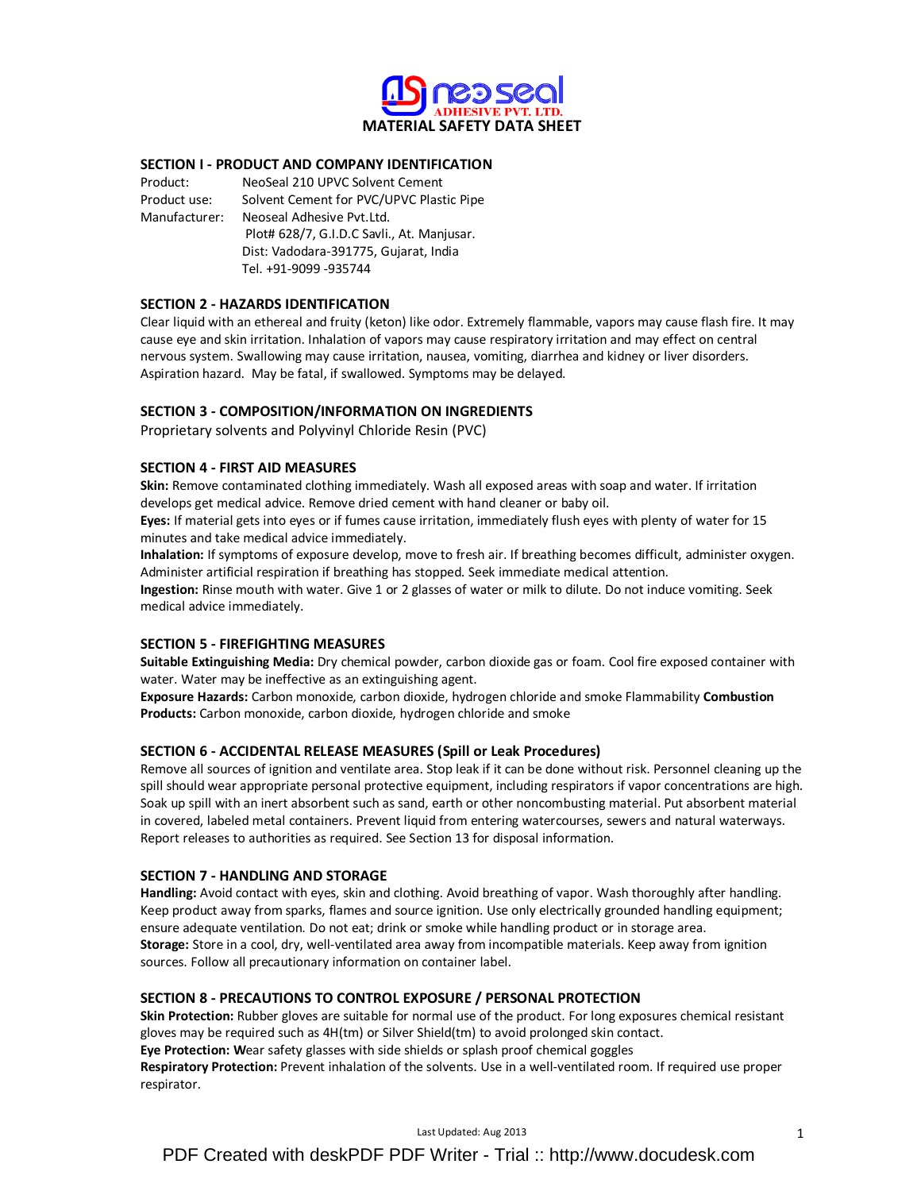neo seal
ADHESIVE PVT. LTD.

# MATERIAL SAFETY DATA SHEET

## SECTION I - PRODUCT AND COMPANY IDENTIFICATION

Product: NeoSeal 210 UPVC Solvent Cement
Product use: Solvent Cement for PVC/UPVC Plastic Pipe
Manufacturer: Neoseal Adhesive Pvt.Ltd.
Plot# 628/7, G.I.D.C Savli., At. Manjusar.
Dist: Vadodara-391775, Gujarat, India
Tel. +91-9099 -935744

## SECTION 2 - HAZARDS IDENTIFICATION

Clear liquid with an ethereal and fruity (keton) like odor. Extremely flammable, vapors may cause flash fire. It may cause eye and skin irritation. Inhalation of vapors may cause respiratory irritation and may effect on central nervous system. Swallowing may cause irritation, nausea, vomiting, diarrhea and kidney or liver disorders. Aspiration hazard. May be fatal, if swallowed. Symptoms may be delayed.

## SECTION 3 - COMPOSITION/INFORMATION ON INGREDIENTS

Proprietary solvents and Polyvinyl Chloride Resin (PVC)

## SECTION 4 - FIRST AID MEASURES

**Skin:** Remove contaminated clothing immediately. Wash all exposed areas with soap and water. If irritation develops get medical advice. Remove dried cement with hand cleaner or baby oil.
**Eyes:** If material gets into eyes or if fumes cause irritation, immediately flush eyes with plenty of water for 15 minutes and take medical advice immediately.
**Inhalation:** If symptoms of exposure develop, move to fresh air. If breathing becomes difficult, administer oxygen. Administer artificial respiration if breathing has stopped. Seek immediate medical attention.
**Ingestion:** Rinse mouth with water. Give 1 or 2 glasses of water or milk to dilute. Do not induce vomiting. Seek medical advice immediately.

## SECTION 5 - FIREFIGHTING MEASURES

**Suitable Extinguishing Media:** Dry chemical powder, carbon dioxide gas or foam. Cool fire exposed container with water. Water may be ineffective as an extinguishing agent.
**Exposure Hazards:** Carbon monoxide, carbon dioxide, hydrogen chloride and smoke Flammability **Combustion Products:** Carbon monoxide, carbon dioxide, hydrogen chloride and smoke

## SECTION 6 - ACCIDENTAL RELEASE MEASURES (Spill or Leak Procedures)

Remove all sources of ignition and ventilate area. Stop leak if it can be done without risk. Personnel cleaning up the spill should wear appropriate personal protective equipment, including respirators if vapor concentrations are high. Soak up spill with an inert absorbent such as sand, earth or other noncombusting material. Put absorbent material in covered, labeled metal containers. Prevent liquid from entering watercourses, sewers and natural waterways. Report releases to authorities as required. See Section 13 for disposal information.

## SECTION 7 - HANDLING AND STORAGE

**Handling:** Avoid contact with eyes, skin and clothing. Avoid breathing of vapor. Wash thoroughly after handling. Keep product away from sparks, flames and source ignition. Use only electrically grounded handling equipment; ensure adequate ventilation. Do not eat; drink or smoke while handling product or in storage area.
**Storage:** Store in a cool, dry, well-ventilated area away from incompatible materials. Keep away from ignition sources. Follow all precautionary information on container label.

## SECTION 8 - PRECAUTIONS TO CONTROL EXPOSURE / PERSONAL PROTECTION

**Skin Protection:** Rubber gloves are suitable for normal use of the product. For long exposures chemical resistant gloves may be required such as 4H(tm) or Silver Shield(tm) to avoid prolonged skin contact.
**Eye Protection: W**ear safety glasses with side shields or splash proof chemical goggles
**Respiratory Protection:** Prevent inhalation of the solvents. Use in a well-ventilated room. If required use proper respirator.

Last Updated: Aug 2013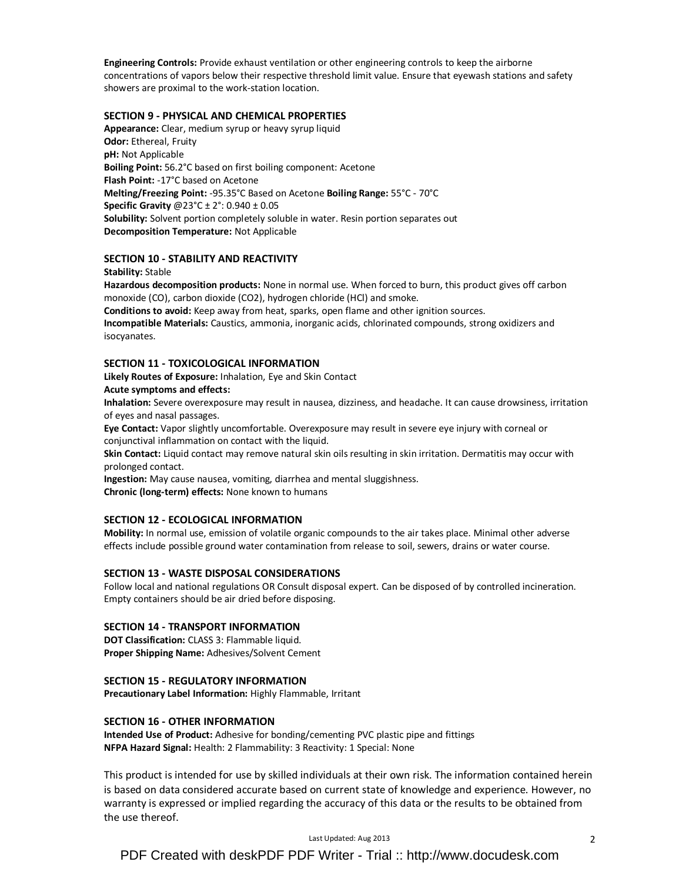**Engineering Controls:** Provide exhaust ventilation or other engineering controls to keep the airborne concentrations of vapors below their respective threshold limit value. Ensure that eyewash stations and safety showers are proximal to the work-station location.

## SECTION 9 - PHYSICAL AND CHEMICAL PROPERTIES

**Appearance:** Clear, medium syrup or heavy syrup liquid
**Odor:** Ethereal, Fruity
**pH:** Not Applicable
**Boiling Point:** 56.2°C based on first boiling component: Acetone
**Flash Point:** -17°C based on Acetone
**Melting/Freezing Point:** -95.35°C Based on Acetone **Boiling Range:** 55°C - 70°C
**Specific Gravity** @23°C ± 2°: 0.940 ± 0.05
**Solubility:** Solvent portion completely soluble in water. Resin portion separates out
**Decomposition Temperature:** Not Applicable

## SECTION 10 - STABILITY AND REACTIVITY

**Stability:** Stable
**Hazardous decomposition products:** None in normal use. When forced to burn, this product gives off carbon monoxide (CO), carbon dioxide ($CO_2$), hydrogen chloride (HCl) and smoke.
**Conditions to avoid:** Keep away from heat, sparks, open flame and other ignition sources.
**Incompatible Materials:** Caustics, ammonia, inorganic acids, chlorinated compounds, strong oxidizers and isocyanates.

## SECTION 11 - TOXICOLOGICAL INFORMATION

**Likely Routes of Exposure:** Inhalation, Eye and Skin Contact
**Acute symptoms and effects:**
**Inhalation:** Severe overexposure may result in nausea, dizziness, and headache. It can cause drowsiness, irritation of eyes and nasal passages.
**Eye Contact:** Vapor slightly uncomfortable. Overexposure may result in severe eye injury with corneal or conjunctival inflammation on contact with the liquid.
**Skin Contact:** Liquid contact may remove natural skin oils resulting in skin irritation. Dermatitis may occur with prolonged contact.
**Ingestion:** May cause nausea, vomiting, diarrhea and mental sluggishness.
**Chronic (long-term) effects:** None known to humans

## SECTION 12 - ECOLOGICAL INFORMATION

**Mobility:** In normal use, emission of volatile organic compounds to the air takes place. Minimal other adverse effects include possible ground water contamination from release to soil, sewers, drains or water course.

## SECTION 13 - WASTE DISPOSAL CONSIDERATIONS

Follow local and national regulations OR Consult disposal expert. Can be disposed of by controlled incineration. Empty containers should be air dried before disposing.

## SECTION 14 - TRANSPORT INFORMATION

**DOT Classification:** CLASS 3: Flammable liquid.
**Proper Shipping Name:** Adhesives/Solvent Cement

## SECTION 15 - REGULATORY INFORMATION

**Precautionary Label Information:** Highly Flammable, Irritant

## SECTION 16 - OTHER INFORMATION

**Intended Use of Product:** Adhesive for bonding/cementing PVC plastic pipe and fittings
**NFPA Hazard Signal:** Health: 2 Flammability: 3 Reactivity: 1 Special: None

This product is intended for use by skilled individuals at their own risk. The information contained herein is based on data considered accurate based on current state of knowledge and experience. However, no warranty is expressed or implied regarding the accuracy of this data or the results to be obtained from the use thereof.

Last Updated: Aug 2013